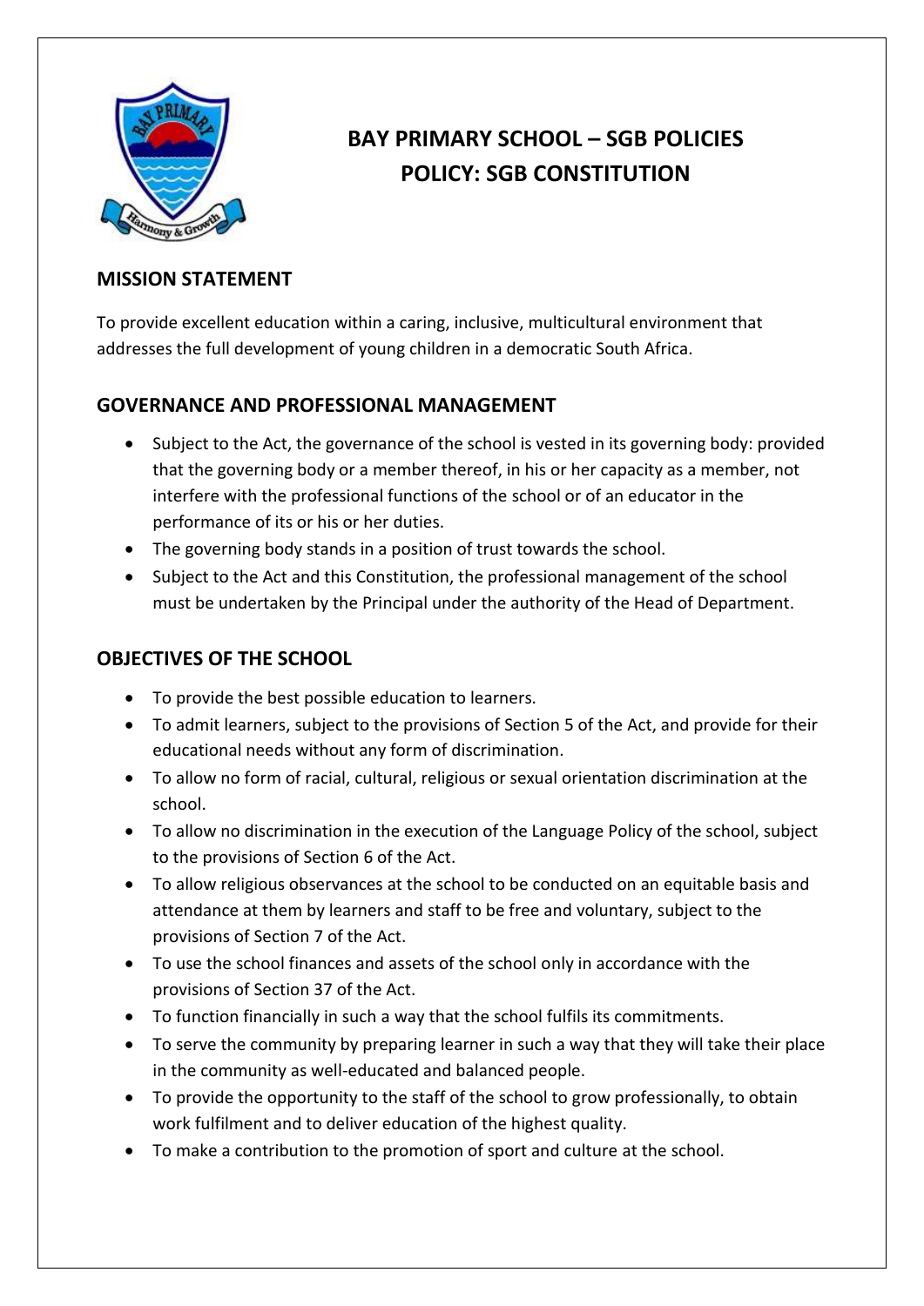# BAY PRIMARY SCHOOL – SGB POLICIES
# POLICY: SGB CONSTITUTION

## MISSION STATEMENT

To provide excellent education within a caring, inclusive, multicultural environment that addresses the full development of young children in a democratic South Africa.

## GOVERNANCE AND PROFESSIONAL MANAGEMENT

- Subject to the Act, the governance of the school is vested in its governing body: provided that the governing body or a member thereof, in his or her capacity as a member, not interfere with the professional functions of the school or of an educator in the performance of its or his or her duties.
- The governing body stands in a position of trust towards the school.
- Subject to the Act and this Constitution, the professional management of the school must be undertaken by the Principal under the authority of the Head of Department.

## OBJECTIVES OF THE SCHOOL

- To provide the best possible education to learners.
- To admit learners, subject to the provisions of Section 5 of the Act, and provide for their educational needs without any form of discrimination.
- To allow no form of racial, cultural, religious or sexual orientation discrimination at the school.
- To allow no discrimination in the execution of the Language Policy of the school, subject to the provisions of Section 6 of the Act.
- To allow religious observances at the school to be conducted on an equitable basis and attendance at them by learners and staff to be free and voluntary, subject to the provisions of Section 7 of the Act.
- To use the school finances and assets of the school only in accordance with the provisions of Section 37 of the Act.
- To function financially in such a way that the school fulfils its commitments.
- To serve the community by preparing learner in such a way that they will take their place in the community as well-educated and balanced people.
- To provide the opportunity to the staff of the school to grow professionally, to obtain work fulfilment and to deliver education of the highest quality.
- To make a contribution to the promotion of sport and culture at the school.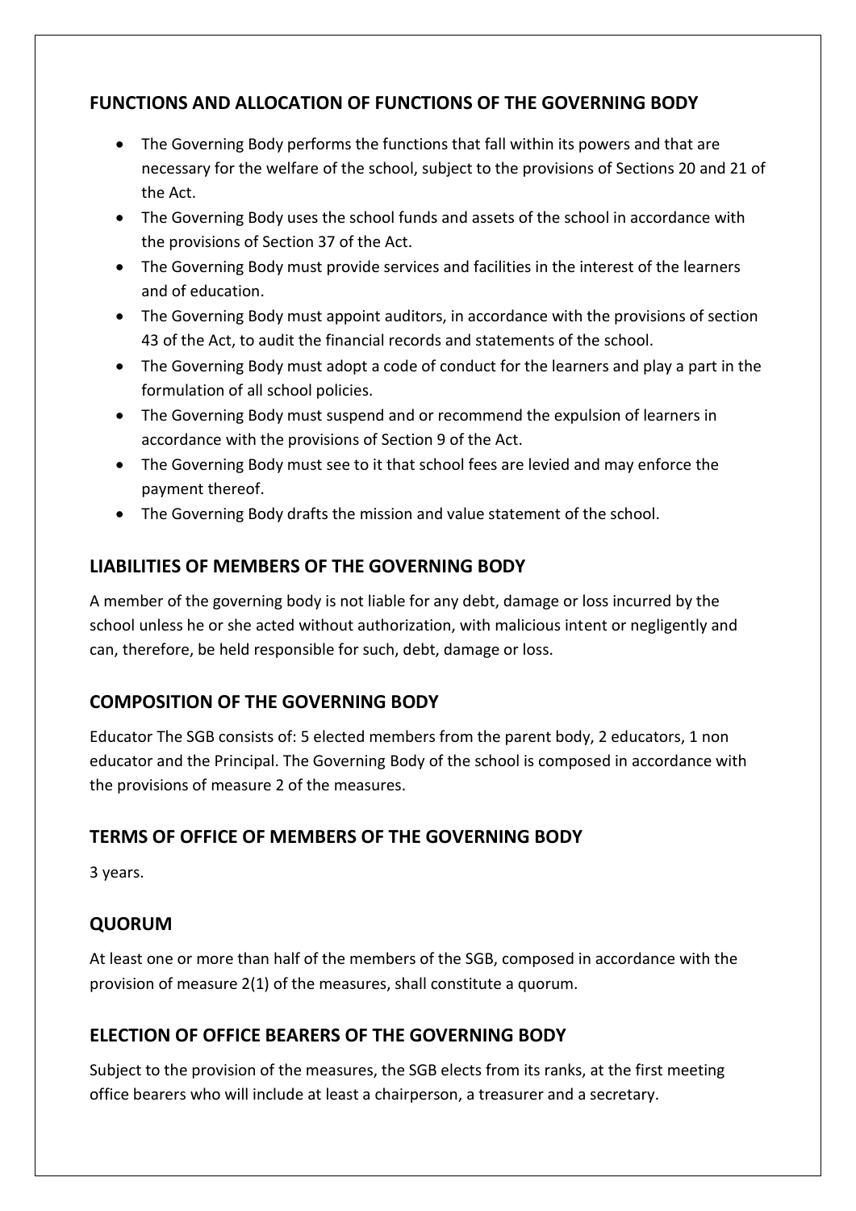## FUNCTIONS AND ALLOCATION OF FUNCTIONS OF THE GOVERNING BODY

- The Governing Body performs the functions that fall within its powers and that are necessary for the welfare of the school, subject to the provisions of Sections 20 and 21 of the Act.
- The Governing Body uses the school funds and assets of the school in accordance with the provisions of Section 37 of the Act.
- The Governing Body must provide services and facilities in the interest of the learners and of education.
- The Governing Body must appoint auditors, in accordance with the provisions of section 43 of the Act, to audit the financial records and statements of the school.
- The Governing Body must adopt a code of conduct for the learners and play a part in the formulation of all school policies.
- The Governing Body must suspend and or recommend the expulsion of learners in accordance with the provisions of Section 9 of the Act.
- The Governing Body must see to it that school fees are levied and may enforce the payment thereof.
- The Governing Body drafts the mission and value statement of the school.

## LIABILITIES OF MEMBERS OF THE GOVERNING BODY

A member of the governing body is not liable for any debt, damage or loss incurred by the school unless he or she acted without authorization, with malicious intent or negligently and can, therefore, be held responsible for such, debt, damage or loss.

## COMPOSITION OF THE GOVERNING BODY

Educator The SGB consists of: 5 elected members from the parent body, 2 educators, 1 non educator and the Principal. The Governing Body of the school is composed in accordance with the provisions of measure 2 of the measures.

## TERMS OF OFFICE OF MEMBERS OF THE GOVERNING BODY

3 years.

## QUORUM

At least one or more than half of the members of the SGB, composed in accordance with the provision of measure 2(1) of the measures, shall constitute a quorum.

## ELECTION OF OFFICE BEARERS OF THE GOVERNING BODY

Subject to the provision of the measures, the SGB elects from its ranks, at the first meeting office bearers who will include at least a chairperson, a treasurer and a secretary.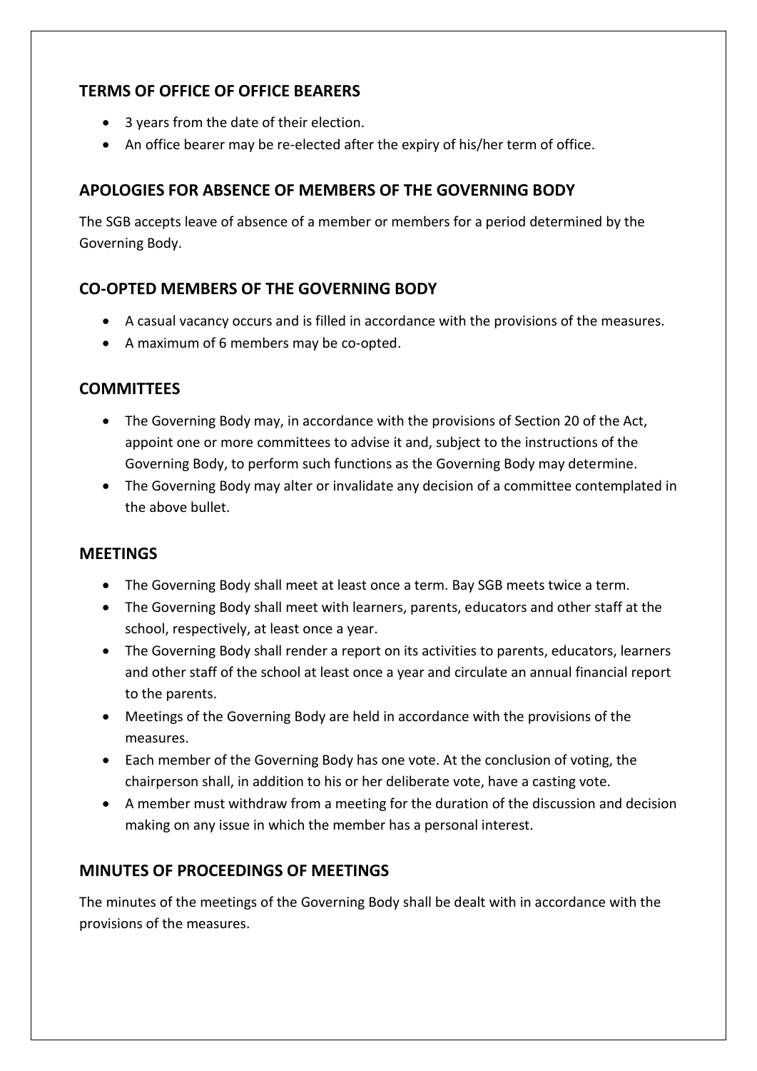## TERMS OF OFFICE OF OFFICE BEARERS

- 3 years from the date of their election.
- An office bearer may be re-elected after the expiry of his/her term of office.

## APOLOGIES FOR ABSENCE OF MEMBERS OF THE GOVERNING BODY

The SGB accepts leave of absence of a member or members for a period determined by the Governing Body.

## CO-OPTED MEMBERS OF THE GOVERNING BODY

- A casual vacancy occurs and is filled in accordance with the provisions of the measures.
- A maximum of 6 members may be co-opted.

## COMMITTEES

- The Governing Body may, in accordance with the provisions of Section 20 of the Act, appoint one or more committees to advise it and, subject to the instructions of the Governing Body, to perform such functions as the Governing Body may determine.
- The Governing Body may alter or invalidate any decision of a committee contemplated in the above bullet.

## MEETINGS

- The Governing Body shall meet at least once a term. Bay SGB meets twice a term.
- The Governing Body shall meet with learners, parents, educators and other staff at the school, respectively, at least once a year.
- The Governing Body shall render a report on its activities to parents, educators, learners and other staff of the school at least once a year and circulate an annual financial report to the parents.
- Meetings of the Governing Body are held in accordance with the provisions of the measures.
- Each member of the Governing Body has one vote. At the conclusion of voting, the chairperson shall, in addition to his or her deliberate vote, have a casting vote.
- A member must withdraw from a meeting for the duration of the discussion and decision making on any issue in which the member has a personal interest.

## MINUTES OF PROCEEDINGS OF MEETINGS

The minutes of the meetings of the Governing Body shall be dealt with in accordance with the provisions of the measures.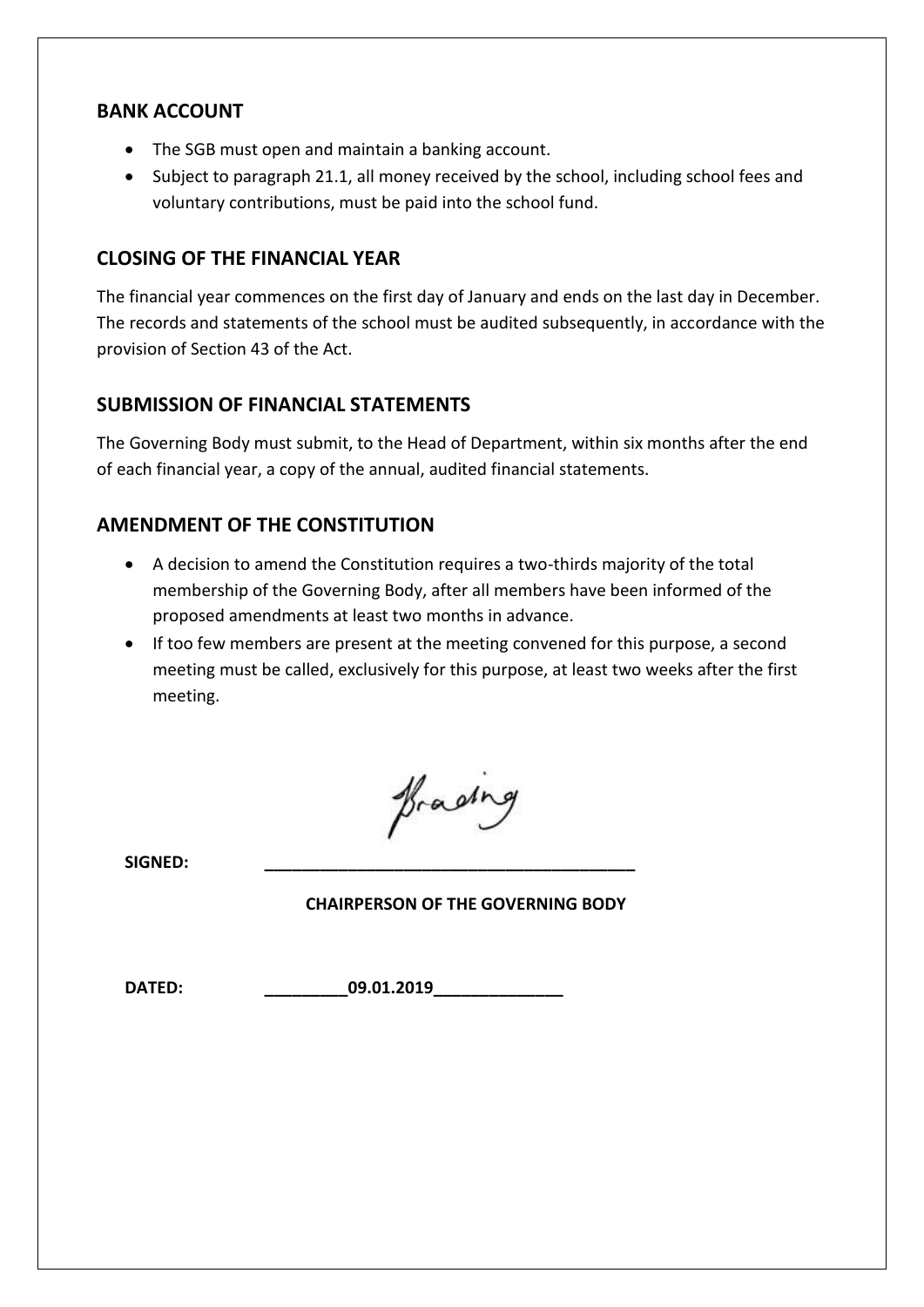## BANK ACCOUNT

- The SGB must open and maintain a banking account.
- Subject to paragraph 21.1, all money received by the school, including school fees and voluntary contributions, must be paid into the school fund.

## CLOSING OF THE FINANCIAL YEAR

The financial year commences on the first day of January and ends on the last day in December. The records and statements of the school must be audited subsequently, in accordance with the provision of Section 43 of the Act.

## SUBMISSION OF FINANCIAL STATEMENTS

The Governing Body must submit, to the Head of Department, within six months after the end of each financial year, a copy of the annual, audited financial statements.

## AMENDMENT OF THE CONSTITUTION

- A decision to amend the Constitution requires a two-thirds majority of the total membership of the Governing Body, after all members have been informed of the proposed amendments at least two months in advance.
- If too few members are present at the meeting convened for this purpose, a second meeting must be called, exclusively for this purpose, at least two weeks after the first meeting.

**SIGNED:** _______________________________________

**CHAIRPERSON OF THE GOVERNING BODY**

**DATED:** _________09.01.2019_____________